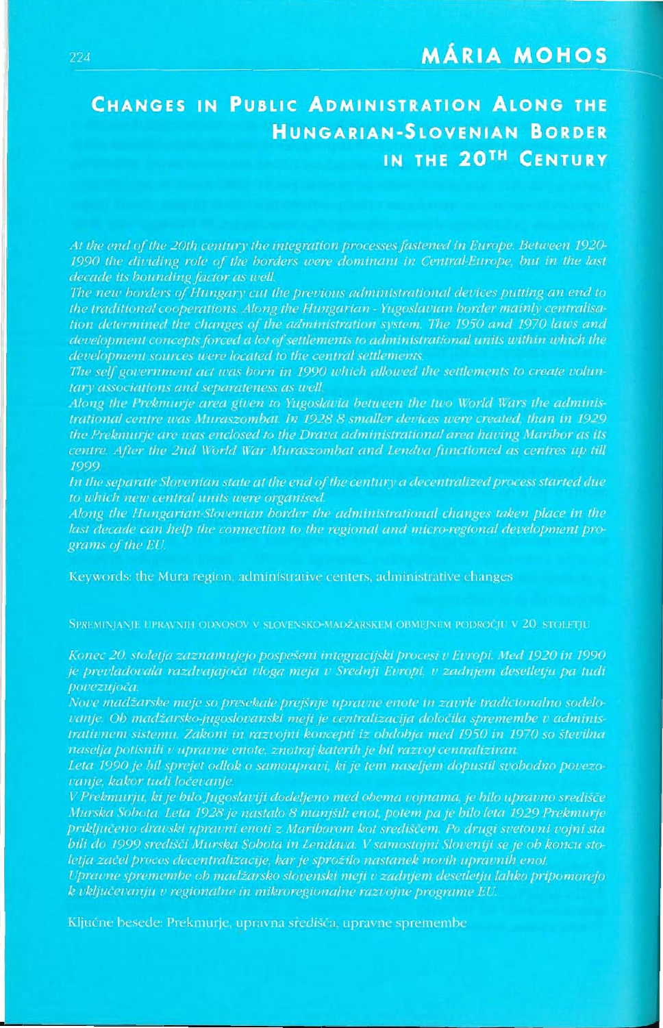# MÁRIA MOHOS

## Changes in Public Administration Along the Hungarian-Slovenian Border in the 20th Century

*At the end of the 20th century the integration processes fastened in Europe. Between 1920-1990 the dividing role of the borders were dominant in Central-Europe, but in the last decade its bounding factor as well.*

*The new borders of Hungary cut the previous administrational devices putting an end to the traditional cooperations. Along the Hungarian - Yugoslavian border mainly centralisation determined the changes of the administration system. The 1950 and 1970 laws and development concepts forced a lot of settlements to administrational units within which the development sources were located to the central settlements.*

*The self government act was born in 1990 which allowed the settlements to create voluntary associations and separateness as well.*

*Along the Prekmurje area given to Yugoslavia between the two World Wars the administrational centre was Muraszombat. In 1928 8 smaller devices were created, than in 1929 the Prekmurje are was enclosed to the Drava administrational area having Maribor as its centre. After the 2nd World War Muraszombat and Lendva functioned as centres up till 1999.*

*In the separate Slovenian state at the end of the century a decentralized process started due to which new central units were organised.*

*Along the Hungarian-Slovenian border the administrational changes taken place in the last decade can help the connection to the regional and micro-regional development programs of the EU.*

Keywords: the Mura region, administrative centers, administrative changes

SPREMINJANJE UPRAVNIH ODNOSOV V SLOVENSKO-MADŽARSKEM OBMEJNEM PODROČJU V 20. STOLETJU

*Konec 20. stoletja zaznamujejo pospešeni integracijski procesi v Evropi. Med 1920 in 1990 je prevladovala razdvajajoča vloga meja v Srednji Evropi, v zadnjem desetletju pa tudi povezujoča.*

*Nove madžarske meje so presekale prejšnje upravne enote in zavrle tradicionalno sodelovanje. Ob madžarsko-jugoslovanski meji je centralizacija določila spremembe v administrativnem sistemu. Zakoni in razvojni koncepti iz obdobja med 1950 in 1970 so številna naselja potisnili v upravne enote, znotraj katerih je bil razvoj centraliziran.*

*Leta 1990 je bil sprejet odlok o samoupravi, ki je tem naseljem dopustil svobodno povezovanje, kakor tudi ločevanje.*

*V Prekmurju, ki je bilo Jugoslaviji dodeljeno med obema vojnama, je bilo upravno središče Murska Sobota. Leta 1928 je nastalo 8 manjših enot, potem pa je bilo leta 1929 Prekmurje priključeno dravski upravni enoti z Mariborom kot središčem. Po drugi svetovni vojni sta bili do 1999 središči Murska Sobota in Lendava. V samostojni Sloveniji se je ob koncu stoletja začel proces decentralizacije, kar je sprožilo nastanek novih upravnih enot.*

*Upravne spremembe ob madžarsko slovenski meji v zadnjem desetletju lahko pripomorejo k vključevanju v regionalne in mikroregionalne razvojne programe EU.*

Ključne besede: Prekmurje, upravna središča, upravne spremembe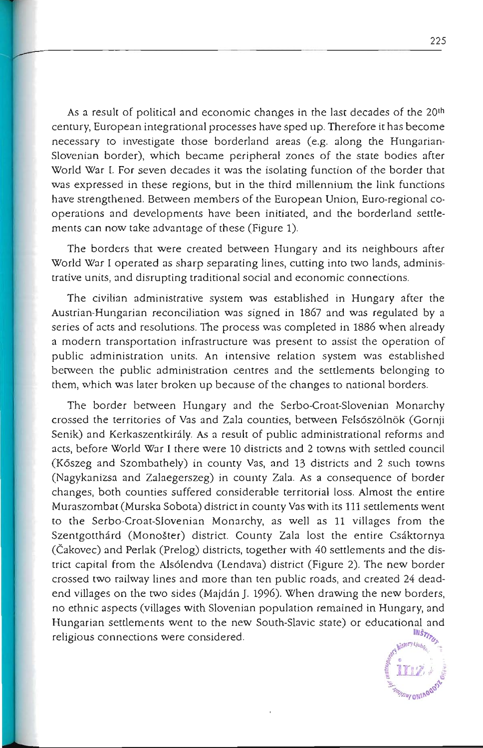As a result of political and economic changes in the last decades of the 20[th] century, European integrational processes have sped up. Therefore it has become necessary to investigate those borderland areas (e.g. along the Hungarian-Slovenian border), which became peripheral zones of the state bodies after World War I. For seven decades it was the isolating function of the border that was expressed in these regions, but in the third millennium the link functions have strengthened. Between members of the European Union, Euro-regional co-operations and developments have been initiated, and the borderland settlements can now take advantage of these (Figure 1).

The borders that were created between Hungary and its neighbours after World War I operated as sharp separating lines, cutting into two lands, administrative units, and disrupting traditional social and economic connections.

The civilian administrative system was established in Hungary after the Austrian-Hungarian reconciliation was signed in 1867 and was regulated by a series of acts and resolutions. The process was completed in 1886 when already a modern transportation infrastructure was present to assist the operation of public administration units. An intensive relation system was established between the public administration centres and the settlements belonging to them, which was later broken up because of the changes to national borders.

The border between Hungary and the Serbo-Croat-Slovenian Monarchy crossed the territories of Vas and Zala counties, between Felsőszölnök (Gornji Senik) and Kerkaszentkirály. As a result of public administrational reforms and acts, before World War I there were 10 districts and 2 towns with settled council (Kőszeg and Szombathely) in county Vas, and 13 districts and 2 such towns (Nagykanizsa and Zalaegerszeg) in county Zala. As a consequence of border changes, both counties suffered considerable territorial loss. Almost the entire Muraszombat (Murska Sobota) district in county Vas with its 111 settlements went to the Serbo-Croat-Slovenian Monarchy, as well as 11 villages from the Szentgotthárd (Monošter) district. County Zala lost the entire Csáktornya (Čakovec) and Perlak (Prelog) districts, together with 40 settlements and the district capital from the Alsólendva (Lendava) district (Figure 2). The new border crossed two railway lines and more than ten public roads, and created 24 dead-end villages on the two sides (Majdán J. 1996). When drawing the new borders, no ethnic aspects (villages with Slovenian population remained in Hungary, and Hungarian settlements went to the new South-Slavic state) or educational and religious connections were considered.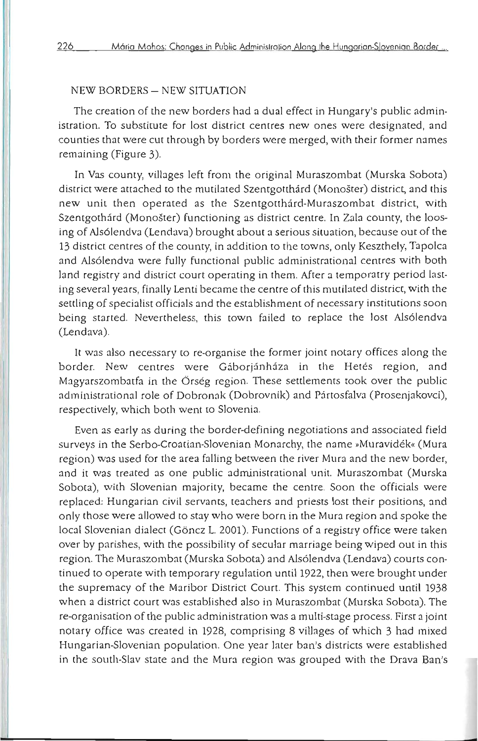## NEW BORDERS – NEW SITUATION

The creation of the new borders had a dual effect in Hungary's public administration. To substitute for lost district centres new ones were designated, and counties that were cut through by borders were merged, with their former names remaining (Figure 3).

In Vas county, villages left from the original Muraszombat (Murska Sobota) district were attached to the mutilated Szentgotthárd (Monošter) district, and this new unit then operated as the Szentgotthárd-Muraszombat district, with Szentgothárd (Monošter) functioning as district centre. In Zala county, the loosing of Alsólendva (Lendava) brought about a serious situation, because out of the 13 district centres of the county, in addition to the towns, only Keszthely, Tapolca and Alsólendva were fully functional public administrational centres with both land registry and district court operating in them. After a temporatry period lasting several years, finally Lenti became the centre of this mutilated district, with the settling of specialist officials and the establishment of necessary institutions soon being started. Nevertheless, this town failed to replace the lost Alsólendva (Lendava).

It was also necessary to re-organise the former joint notary offices along the border. New centres were Gáborjánháza in the Hetés region, and Magyarszombatfa in the Őrség region. These settlements took over the public administrational role of Dobronak (Dobrovnik) and Pártosfalva (Prosenjakovci), respectively, which both went to Slovenia.

Even as early as during the border-defining negotiations and associated field surveys in the Serbo-Croatian-Slovenian Monarchy, the name »Muravidék« (Mura region) was used for the area falling between the river Mura and the new border, and it was treated as one public administrational unit. Muraszombat (Murska Sobota), with Slovenian majority, became the centre. Soon the officials were replaced: Hungarian civil servants, teachers and priests lost their positions, and only those were allowed to stay who were born in the Mura region and spoke the local Slovenian dialect (Göncz L. 2001). Functions of a registry office were taken over by parishes, with the possibility of secular marriage being wiped out in this region. The Muraszombat (Murska Sobota) and Alsólendva (Lendava) courts continued to operate with temporary regulation until 1922, then were brought under the supremacy of the Maribor District Court. This system continued until 1938 when a district court was established also in Muraszombat (Murska Sobota). The re-organisation of the public administration was a multi-stage process. First a joint notary office was created in 1928, comprising 8 villages of which 3 had mixed Hungarian-Slovenian population. One year later ban's districts were established in the south-Slav state and the Mura region was grouped with the Drava Ban's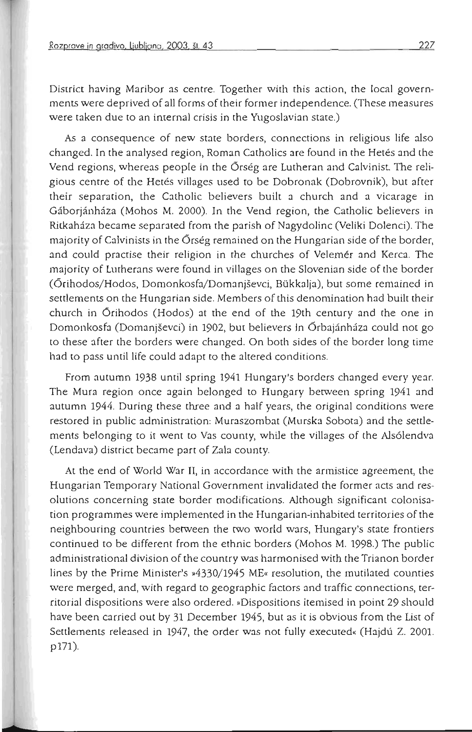District having Maribor as centre. Together with this action, the local governments were deprived of all forms of their former independence. (These measures were taken due to an internal crisis in the Yugoslavian state.)

As a consequence of new state borders, connections in religious life also changed. In the analysed region, Roman Catholics are found in the Hetés and the Vend regions, whereas people in the Őrség are Lutheran and Calvinist. The religious centre of the Hetés villages used to be Dobronak (Dobrovnik), but after their separation, the Catholic believers built a church and a vicarage in Gáborjánháza (Mohos M. 2000). In the Vend region, the Catholic believers in Ritkaháza became separated from the parish of Nagydolinc (Veliki Dolenci). The majority of Calvinists in the Őrség remained on the Hungarian side of the border, and could practise their religion in the churches of Velemér and Kerca. The majority of Lutherans were found in villages on the Slovenian side of the border (Őrihodos/Hodos, Domonkosfa/Domanjševci, Bükkalja), but some remained in settlements on the Hungarian side. Members of this denomination had built their church in Őrihodos (Hodos) at the end of the 19th century and the one in Domonkosfa (Domanjševci) in 1902, but believers in Őrbajánháza could not go to these after the borders were changed. On both sides of the border long time had to pass until life could adapt to the altered conditions.

From autumn 1938 until spring 1941 Hungary's borders changed every year. The Mura region once again belonged to Hungary between spring 1941 and autumn 1944. During these three and a half years, the original conditions were restored in public administration: Muraszombat (Murska Sobota) and the settlements belonging to it went to Vas county, while the villages of the Alsólendva (Lendava) district became part of Zala county.

At the end of World War II, in accordance with the armistice agreement, the Hungarian Temporary National Government invalidated the former acts and resolutions concerning state border modifications. Although significant colonisation programmes were implemented in the Hungarian-inhabited territories of the neighbouring countries between the two world wars, Hungary's state frontiers continued to be different from the ethnic borders (Mohos M. 1998.) The public administrational division of the country was harmonised with the Trianon border lines by the Prime Minister's »4330/1945 ME« resolution, the mutilated counties were merged, and, with regard to geographic factors and traffic connections, territorial dispositions were also ordered. »Dispositions itemised in point 29 should have been carried out by 31 December 1945, but as it is obvious from the List of Settlements released in 1947, the order was not fully executed« (Hajdú Z. 2001. p171).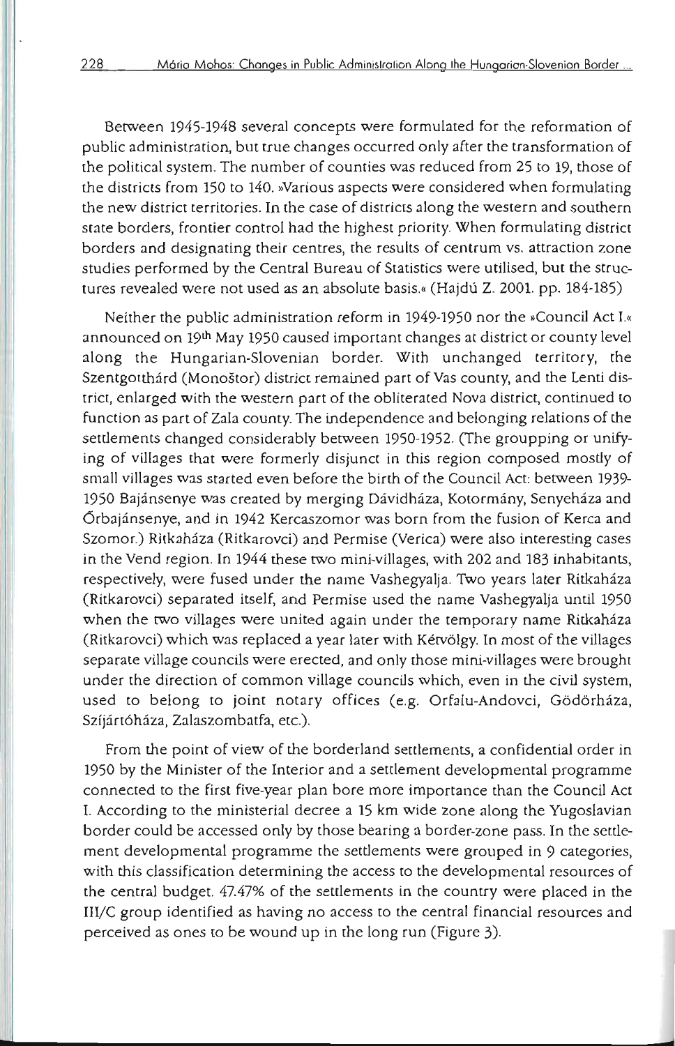Between 1945-1948 several concepts were formulated for the reformation of public administration, but true changes occurred only after the transformation of the political system. The number of counties was reduced from 25 to 19, those of the districts from 150 to 140. »Various aspects were considered when formulating the new district territories. In the case of districts along the western and southern state borders, frontier control had the highest priority. When formulating district borders and designating their centres, the results of centrum vs. attraction zone studies performed by the Central Bureau of Statistics were utilised, but the structures revealed were not used as an absolute basis.« (Hajdú Z. 2001. pp. 184-185)

Neither the public administration reform in 1949-1950 nor the »Council Act I.« announced on 19th May 1950 caused important changes at district or county level along the Hungarian-Slovenian border. With unchanged territory, the Szentgotthárd (Monoštor) district remained part of Vas county, and the Lenti district, enlarged with the western part of the obliterated Nova district, continued to function as part of Zala county. The independence and belonging relations of the settlements changed considerably between 1950-1952. (The groupping or unifying of villages that were formerly disjunct in this region composed mostly of small villages was started even before the birth of the Council Act: between 1939-1950 Bajánsenye was created by merging Dávidháza, Kotormány, Senyeháza and Őrbajánsenye, and in 1942 Kercaszomor was born from the fusion of Kerca and Szomor.) Ritkaháza (Ritkarovci) and Permise (Verica) were also interesting cases in the Vend region. In 1944 these two mini-villages, with 202 and 183 inhabitants, respectively, were fused under the name Vashegyalja. Two years later Ritkaháza (Ritkarovci) separated itself, and Permise used the name Vashegyalja until 1950 when the two villages were united again under the temporary name Ritkaháza (Ritkarovci) which was replaced a year later with Kétvölgy. In most of the villages separate village councils were erected, and only those mini-villages were brought under the direction of common village councils which, even in the civil system, used to belong to joint notary offices (e.g. Orfalu-Andovci, Gödörháza, Szíjártóháza, Zalaszombatfa, etc.).

From the point of view of the borderland settlements, a confidential order in 1950 by the Minister of the Interior and a settlement developmental programme connected to the first five-year plan bore more importance than the Council Act I. According to the ministerial decree a 15 km wide zone along the Yugoslavian border could be accessed only by those bearing a border-zone pass. In the settlement developmental programme the settlements were grouped in 9 categories, with this classification determining the access to the developmental resources of the central budget. 47.47% of the settlements in the country were placed in the III/C group identified as having no access to the central financial resources and perceived as ones to be wound up in the long run (Figure 3).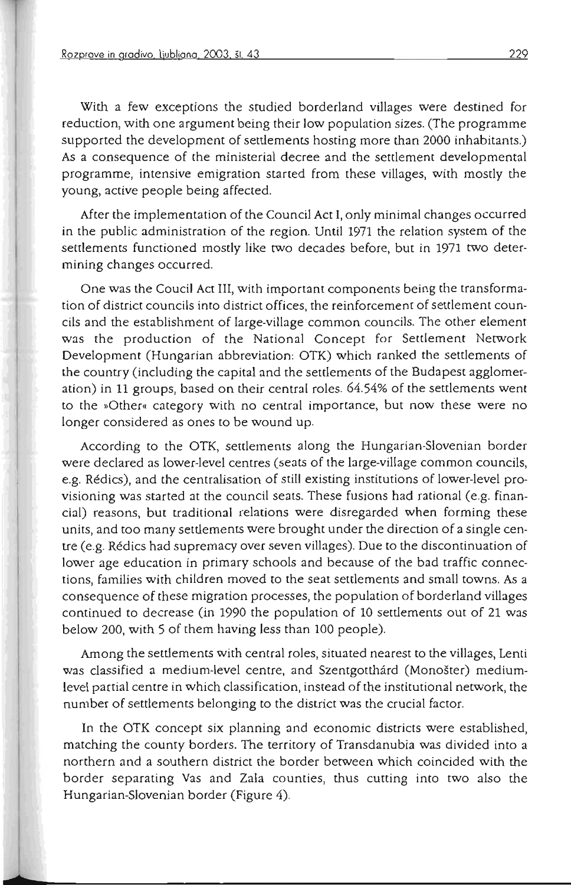With a few exceptions the studied borderland villages were destined for reduction, with one argument being their low population sizes. (The programme supported the development of settlements hosting more than 2000 inhabitants.) As a consequence of the ministerial decree and the settlement developmental programme, intensive emigration started from these villages, with mostly the young, active people being affected.

After the implementation of the Council Act I, only minimal changes occurred in the public administration of the region. Until 1971 the relation system of the settlements functioned mostly like two decades before, but in 1971 two determining changes occurred.

One was the Coucil Act III, with important components being the transformation of district councils into district offices, the reinforcement of settlement councils and the establishment of large-village common councils. The other element was the production of the National Concept for Settlement Network Development (Hungarian abbreviation: OTK) which ranked the settlements of the country (including the capital and the settlements of the Budapest agglomeration) in 11 groups, based on their central roles. 64.54% of the settlements went to the »Other« category with no central importance, but now these were no longer considered as ones to be wound up.

According to the OTK, settlements along the Hungarian-Slovenian border were declared as lower-level centres (seats of the large-village common councils, e.g. Rédics), and the centralisation of still existing institutions of lower-level provisioning was started at the council seats. These fusions had rational (e.g. financial) reasons, but traditional relations were disregarded when forming these units, and too many settlements were brought under the direction of a single centre (e.g. Rédics had supremacy over seven villages). Due to the discontinuation of lower age education in primary schools and because of the bad traffic connections, families with children moved to the seat settlements and small towns. As a consequence of these migration processes, the population of borderland villages continued to decrease (in 1990 the population of 10 settlements out of 21 was below 200, with 5 of them having less than 100 people).

Among the settlements with central roles, situated nearest to the villages, Lenti was classified a medium-level centre, and Szentgotthárd (Monošter) medium-level partial centre in which classification, instead of the institutional network, the number of settlements belonging to the district was the crucial factor.

In the OTK concept six planning and economic districts were established, matching the county borders. The territory of Transdanubia was divided into a northern and a southern district the border between which coincided with the border separating Vas and Zala counties, thus cutting into two also the Hungarian-Slovenian border (Figure 4).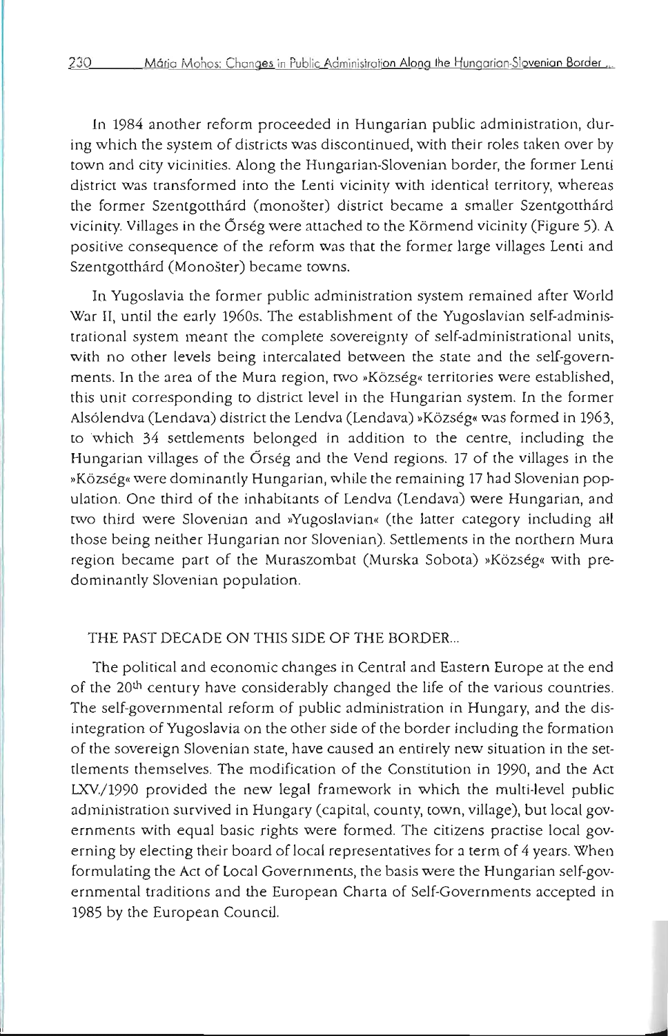In 1984 another reform proceeded in Hungarian public administration, during which the system of districts was discontinued, with their roles taken over by town and city vicinities. Along the Hungarian-Slovenian border, the former Lenti district was transformed into the Lenti vicinity with identical territory, whereas the former Szentgotthárd (monošter) district became a smaller Szentgotthárd vicinity. Villages in the Őrség were attached to the Körmend vicinity (Figure 5). A positive consequence of the reform was that the former large villages Lenti and Szentgotthárd (Monošter) became towns.

In Yugoslavia the former public administration system remained after World War II, until the early 1960s. The establishment of the Yugoslavian self-administrational system meant the complete sovereignty of self-administrational units, with no other levels being intercalated between the state and the self-governments. In the area of the Mura region, two »Község« territories were established, this unit corresponding to district level in the Hungarian system. In the former Alsólendva (Lendava) district the Lendva (Lendava) »Község« was formed in 1963, to which 34 settlements belonged in addition to the centre, including the Hungarian villages of the Őrség and the Vend regions. 17 of the villages in the »Község« were dominantly Hungarian, while the remaining 17 had Slovenian population. One third of the inhabitants of Lendva (Lendava) were Hungarian, and two third were Slovenian and »Yugoslavian« (the latter category including all those being neither Hungarian nor Slovenian). Settlements in the northern Mura region became part of the Muraszombat (Murska Sobota) »Község« with predominantly Slovenian population.

## THE PAST DECADE ON THIS SIDE OF THE BORDER...

The political and economic changes in Central and Eastern Europe at the end of the 20th century have considerably changed the life of the various countries. The self-governmental reform of public administration in Hungary, and the disintegration of Yugoslavia on the other side of the border including the formation of the sovereign Slovenian state, have caused an entirely new situation in the settlements themselves. The modification of the Constitution in 1990, and the Act LXV./1990 provided the new legal framework in which the multi-level public administration survived in Hungary (capital, county, town, village), but local governments with equal basic rights were formed. The citizens practise local governing by electing their board of local representatives for a term of 4 years. When formulating the Act of Local Governments, the basis were the Hungarian self-governmental traditions and the European Charta of Self-Governments accepted in 1985 by the European Council.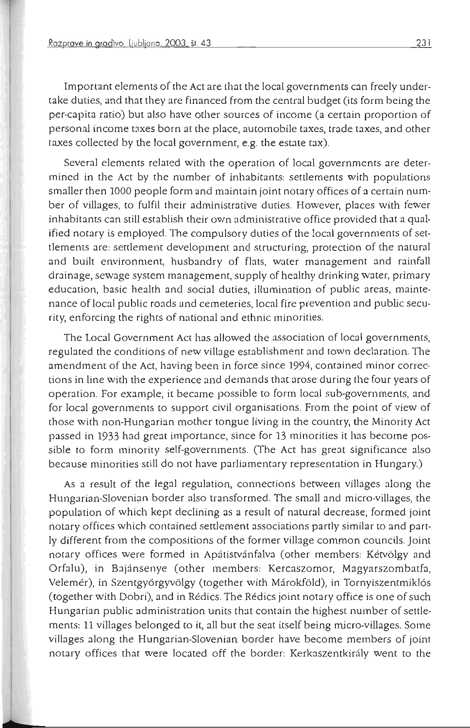Important elements of the Act are that the local governments can freely undertake duties, and that they are financed from the central budget (its form being the per-capita ratio) but also have other sources of income (a certain proportion of personal income taxes born at the place, automobile taxes, trade taxes, and other taxes collected by the local government, e.g. the estate tax).

Several elements related with the operation of local governments are determined in the Act by the number of inhabitants: settlements with populations smaller then 1000 people form and maintain joint notary offices of a certain number of villages, to fulfil their administrative duties. However, places with fewer inhabitants can still establish their own administrative office provided that a qualified notary is employed. The compulsory duties of the local governments of settlements are: settlement development and structuring, protection of the natural and built environment, husbandry of flats, water management and rainfall drainage, sewage system management, supply of healthy drinking water, primary education, basic health and social duties, illumination of public areas, maintenance of local public roads and cemeteries, local fire prevention and public security, enforcing the rights of national and ethnic minorities.

The Local Government Act has allowed the association of local governments, regulated the conditions of new village establishment and town declaration. The amendment of the Act, having been in force since 1994, contained minor corrections in line with the experience and demands that arose during the four years of operation. For example, it became possible to form local sub-governments, and for local governments to support civil organisations. From the point of view of those with non-Hungarian mother tongue living in the country, the Minority Act passed in 1933 had great importance, since for 13 minorities it has become possible to form minority self-governments. (The Act has great significance also because minorities still do not have parliamentary representation in Hungary.)

As a result of the legal regulation, connections between villages along the Hungarian-Slovenian border also transformed. The small and micro-villages, the population of which kept declining as a result of natural decrease, formed joint notary offices which contained settlement associations partly similar to and partly different from the compositions of the former village common councils. Joint notary offices were formed in Apátistvánfalva (other members: Kétvölgy and Orfalu), in Bajánsenye (other members: Kercaszomor, Magyarszombatfa, Velemér), in Szentgyörgyvölgy (together with Márokföld), in Tornyiszentmiklós (together with Dobri), and in Rédics. The Rédics joint notary office is one of such Hungarian public administration units that contain the highest number of settlements: 11 villages belonged to it, all but the seat itself being micro-villages. Some villages along the Hungarian-Slovenian border have become members of joint notary offices that were located off the border: Kerkaszentkirály went to the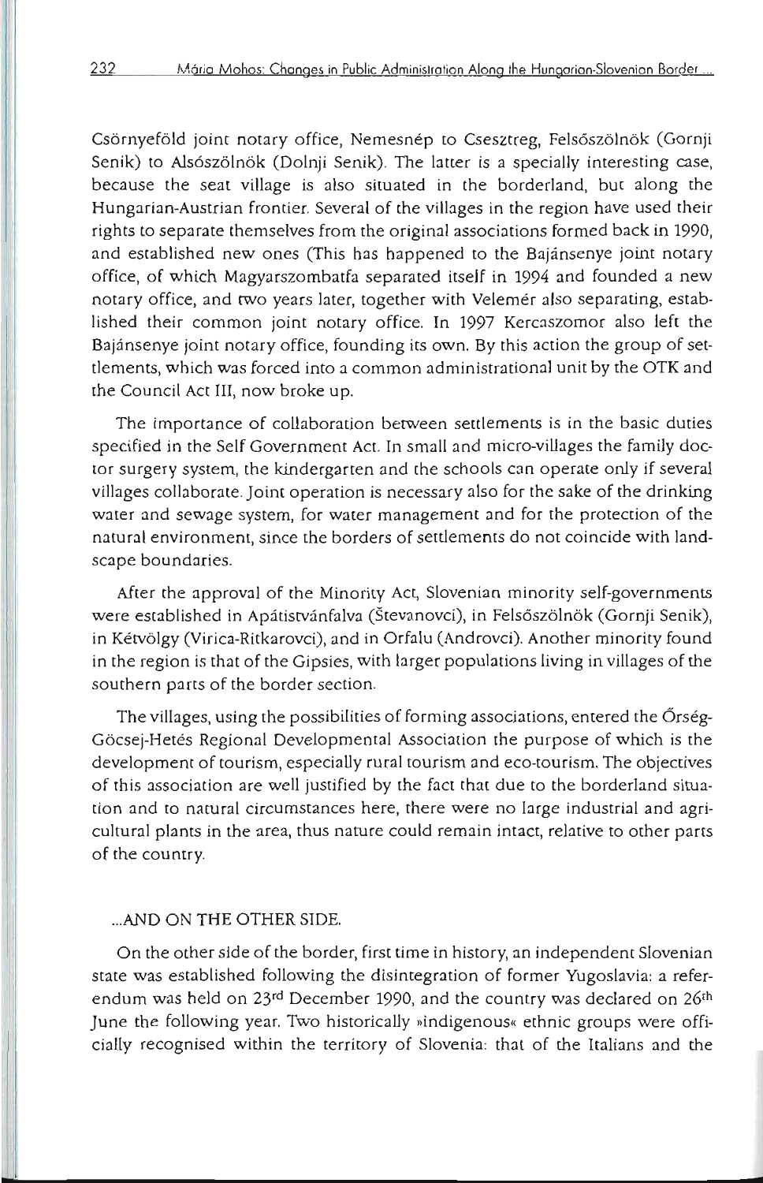Csörnyeföld joint notary office, Nemesnép to Csesztreg, Felsőszölnök (Gornji Senik) to Alsószölnök (Dolnji Senik). The latter is a specially interesting case, because the seat village is also situated in the borderland, but along the Hungarian-Austrian frontier. Several of the villages in the region have used their rights to separate themselves from the original associations formed back in 1990, and established new ones (This has happened to the Bajánsenye joint notary office, of which Magyarszombatfa separated itself in 1994 and founded a new notary office, and two years later, together with Velemér also separating, established their common joint notary office. In 1997 Kercaszomor also left the Bajánsenye joint notary office, founding its own. By this action the group of settlements, which was forced into a common administrational unit by the OTK and the Council Act III, now broke up.

The importance of collaboration between settlements is in the basic duties specified in the Self Government Act. In small and micro-villages the family doctor surgery system, the kindergarten and the schools can operate only if several villages collaborate. Joint operation is necessary also for the sake of the drinking water and sewage system, for water management and for the protection of the natural environment, since the borders of settlements do not coincide with landscape boundaries.

After the approval of the Minority Act, Slovenian minority self-governments were established in Apátistvánfalva (Števanovci), in Felsőszölnök (Gornji Senik), in Kétvölgy (Virica-Ritkarovci), and in Orfalu (Androvci). Another minority found in the region is that of the Gipsies, with larger populations living in villages of the southern parts of the border section.

The villages, using the possibilities of forming associations, entered the Őrség-Göcsej-Hetés Regional Developmental Association the purpose of which is the development of tourism, especially rural tourism and eco-tourism. The objectives of this association are well justified by the fact that due to the borderland situation and to natural circumstances here, there were no large industrial and agricultural plants in the area, thus nature could remain intact, relative to other parts of the country.

## ...AND ON THE OTHER SIDE.

On the other side of the border, first time in history, an independent Slovenian state was established following the disintegration of former Yugoslavia: a referendum was held on 23rd December 1990, and the country was declared on 26th June the following year. Two historically »indigenous« ethnic groups were officially recognised within the territory of Slovenia: that of the Italians and the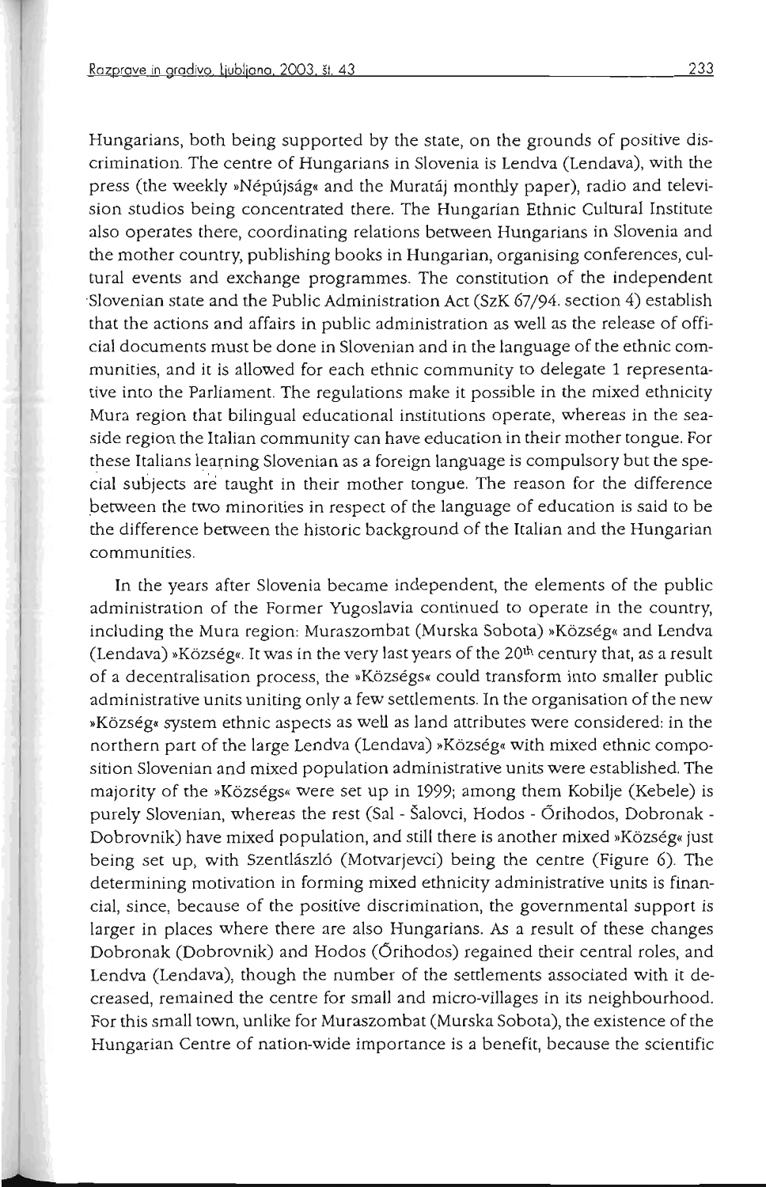Hungarians, both being supported by the state, on the grounds of positive discrimination. The centre of Hungarians in Slovenia is Lendva (Lendava), with the press (the weekly »Népújság« and the Muratáj monthly paper), radio and television studios being concentrated there. The Hungarian Ethnic Cultural Institute also operates there, coordinating relations between Hungarians in Slovenia and the mother country, publishing books in Hungarian, organising conferences, cultural events and exchange programmes. The constitution of the independent Slovenian state and the Public Administration Act (SzK 67/94. section 4) establish that the actions and affairs in public administration as well as the release of official documents must be done in Slovenian and in the language of the ethnic communities, and it is allowed for each ethnic community to delegate 1 representative into the Parliament. The regulations make it possible in the mixed ethnicity Mura region that bilingual educational institutions operate, whereas in the seaside region the Italian community can have education in their mother tongue. For these Italians learning Slovenian as a foreign language is compulsory but the special subjects are taught in their mother tongue. The reason for the difference between the two minorities in respect of the language of education is said to be the difference between the historic background of the Italian and the Hungarian communities.

In the years after Slovenia became independent, the elements of the public administration of the Former Yugoslavia continued to operate in the country, including the Mura region: Muraszombat (Murska Sobota) »Község« and Lendva (Lendava) »Község«. It was in the very last years of the 20th century that, as a result of a decentralisation process, the »Községs« could transform into smaller public administrative units uniting only a few settlements. In the organisation of the new »Község« system ethnic aspects as well as land attributes were considered: in the northern part of the large Lendva (Lendava) »Község« with mixed ethnic composition Slovenian and mixed population administrative units were established. The majority of the »Községs« were set up in 1999; among them Kobilje (Kebele) is purely Slovenian, whereas the rest (Sal - Šalovci, Hodos - Őrihodos, Dobronak - Dobrovnik) have mixed population, and still there is another mixed »Község« just being set up, with Szentlászló (Motvarjevci) being the centre (Figure 6). The determining motivation in forming mixed ethnicity administrative units is financial, since, because of the positive discrimination, the governmental support is larger in places where there are also Hungarians. As a result of these changes Dobronak (Dobrovnik) and Hodos (Őrihodos) regained their central roles, and Lendva (Lendava), though the number of the settlements associated with it decreased, remained the centre for small and micro-villages in its neighbourhood. For this small town, unlike for Muraszombat (Murska Sobota), the existence of the Hungarian Centre of nation-wide importance is a benefit, because the scientific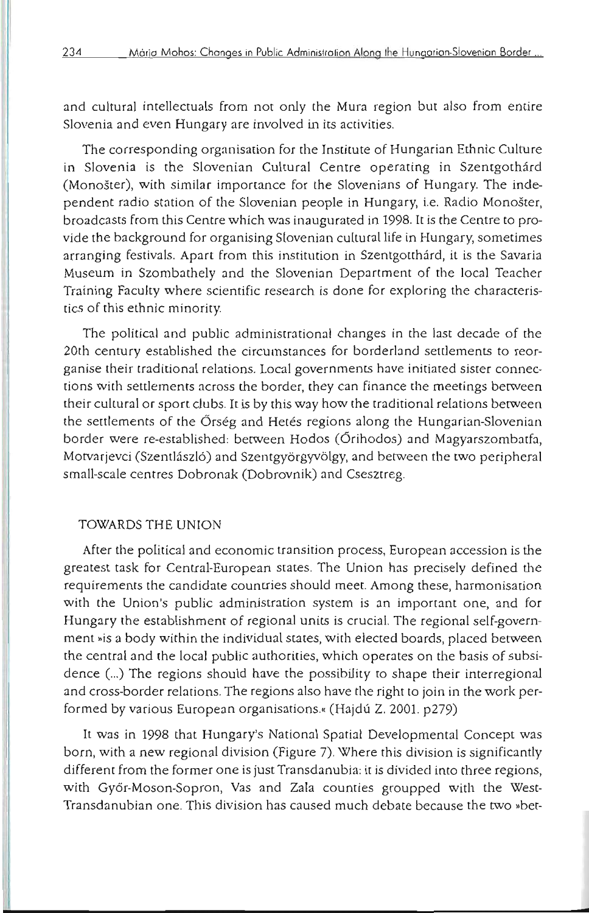and cultural intellectuals from not only the Mura region but also from entire Slovenia and even Hungary are involved in its activities.

The corresponding organisation for the Institute of Hungarian Ethnic Culture in Slovenia is the Slovenian Cultural Centre operating in Szentgothárd (Monošter), with similar importance for the Slovenians of Hungary. The independent radio station of the Slovenian people in Hungary, i.e. Radio Monošter, broadcasts from this Centre which was inaugurated in 1998. It is the Centre to provide the background for organising Slovenian cultural life in Hungary, sometimes arranging festivals. Apart from this institution in Szentgotthárd, it is the Savaria Museum in Szombathely and the Slovenian Department of the local Teacher Training Faculty where scientific research is done for exploring the characteristics of this ethnic minority.

The political and public administrational changes in the last decade of the 20th century established the circumstances for borderland settlements to reorganise their traditional relations. Local governments have initiated sister connections with settlements across the border, they can finance the meetings between their cultural or sport clubs. It is by this way how the traditional relations between the settlements of the Őrség and Hetés regions along the Hungarian-Slovenian border were re-established: between Hodos (Őrihodos) and Magyarszombatfa, Motvarjevci (Szentlászló) and Szentgyörgyvölgy, and between the two peripheral small-scale centres Dobronak (Dobrovnik) and Csesztreg.

## TOWARDS THE UNION

After the political and economic transition process, European accession is the greatest task for Central-European states. The Union has precisely defined the requirements the candidate countries should meet. Among these, harmonisation with the Union's public administration system is an important one, and for Hungary the establishment of regional units is crucial. The regional self-government »is a body within the individual states, with elected boards, placed between the central and the local public authorities, which operates on the basis of subsidence (...) The regions should have the possibility to shape their interregional and cross-border relations. The regions also have the right to join in the work performed by various European organisations.« (Hajdú Z. 2001. p279)

It was in 1998 that Hungary's National Spatial Developmental Concept was born, with a new regional division (Figure 7). Where this division is significantly different from the former one is just Transdanubia: it is divided into three regions, with Győr-Moson-Sopron, Vas and Zala counties groupped with the West-Transdanubian one. This division has caused much debate because the two »bet-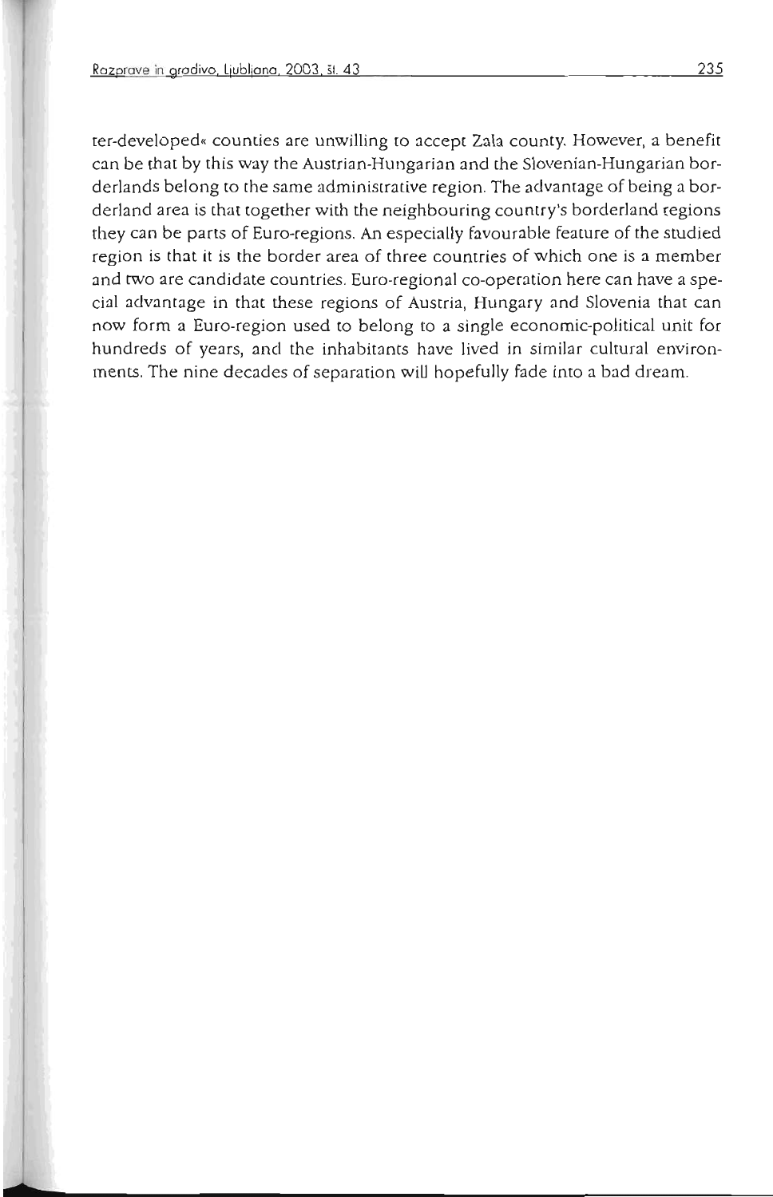ter-developed« counties are unwilling to accept Zala county. However, a benefit can be that by this way the Austrian-Hungarian and the Slovenian-Hungarian borderlands belong to the same administrative region. The advantage of being a borderland area is that together with the neighbouring country's borderland regions they can be parts of Euro-regions. An especially favourable feature of the studied region is that it is the border area of three countries of which one is a member and two are candidate countries. Euro-regional co-operation here can have a special advantage in that these regions of Austria, Hungary and Slovenia that can now form a Euro-region used to belong to a single economic-political unit for hundreds of years, and the inhabitants have lived in similar cultural environments. The nine decades of separation will hopefully fade into a bad dream.